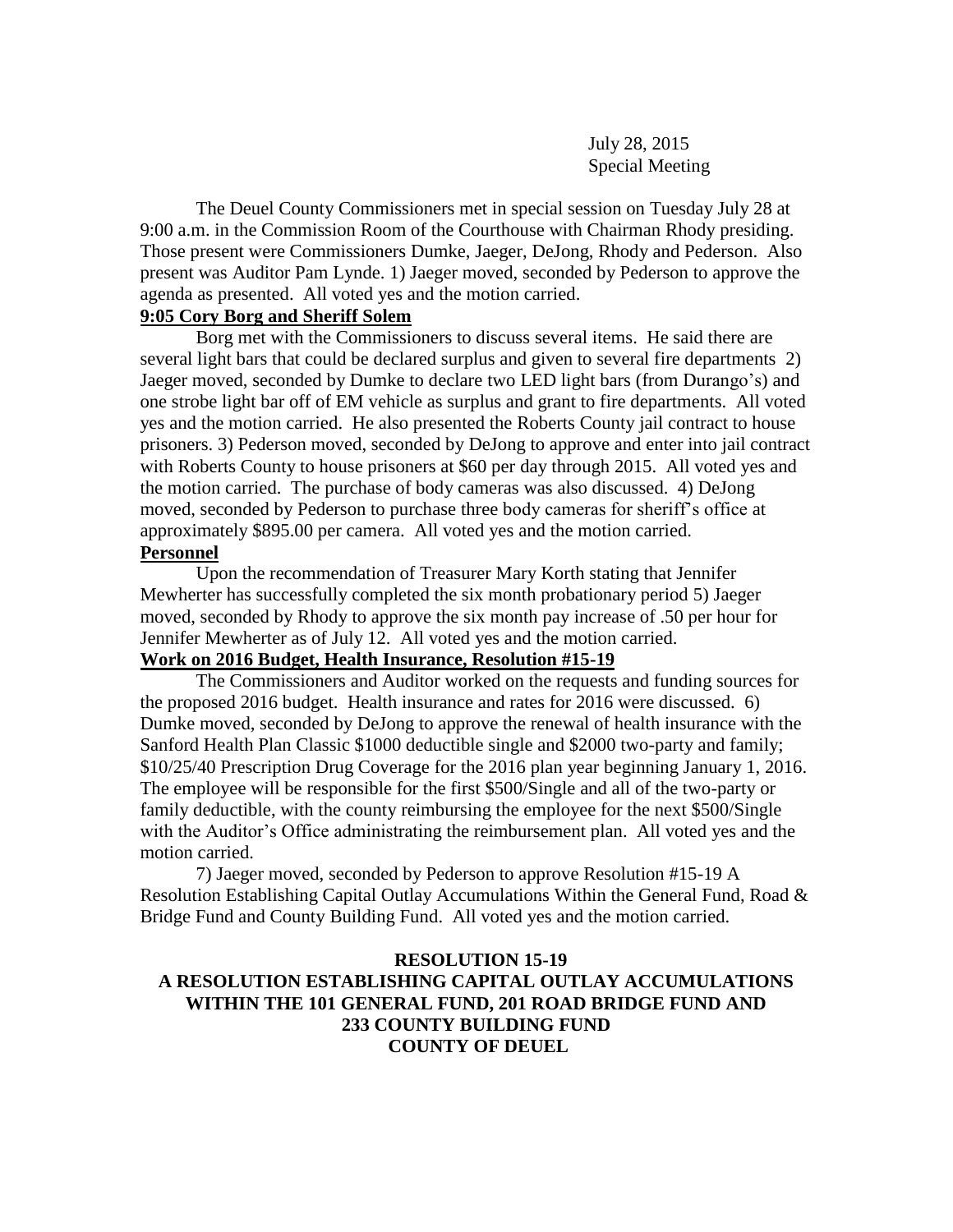July 28, 2015
Special Meeting

The Deuel County Commissioners met in special session on Tuesday July 28 at 9:00 a.m. in the Commission Room of the Courthouse with Chairman Rhody presiding. Those present were Commissioners Dumke, Jaeger, DeJong, Rhody and Pederson. Also present was Auditor Pam Lynde. 1) Jaeger moved, seconded by Pederson to approve the agenda as presented. All voted yes and the motion carried.

**9:05 Cory Borg and Sheriff Solem**

Borg met with the Commissioners to discuss several items. He said there are several light bars that could be declared surplus and given to several fire departments 2) Jaeger moved, seconded by Dumke to declare two LED light bars (from Durango's) and one strobe light bar off of EM vehicle as surplus and grant to fire departments. All voted yes and the motion carried. He also presented the Roberts County jail contract to house prisoners. 3) Pederson moved, seconded by DeJong to approve and enter into jail contract with Roberts County to house prisoners at $60 per day through 2015. All voted yes and the motion carried. The purchase of body cameras was also discussed. 4) DeJong moved, seconded by Pederson to purchase three body cameras for sheriff's office at approximately $895.00 per camera. All voted yes and the motion carried.

**Personnel**

Upon the recommendation of Treasurer Mary Korth stating that Jennifer Mewherter has successfully completed the six month probationary period 5) Jaeger moved, seconded by Rhody to approve the six month pay increase of .50 per hour for Jennifer Mewherter as of July 12. All voted yes and the motion carried.

**Work on 2016 Budget, Health Insurance, Resolution #15-19**

The Commissioners and Auditor worked on the requests and funding sources for the proposed 2016 budget. Health insurance and rates for 2016 were discussed. 6) Dumke moved, seconded by DeJong to approve the renewal of health insurance with the Sanford Health Plan Classic $1000 deductible single and $2000 two-party and family; $10/25/40 Prescription Drug Coverage for the 2016 plan year beginning January 1, 2016. The employee will be responsible for the first $500/Single and all of the two-party or family deductible, with the county reimbursing the employee for the next $500/Single with the Auditor's Office administrating the reimbursement plan. All voted yes and the motion carried.

7) Jaeger moved, seconded by Pederson to approve Resolution #15-19 A Resolution Establishing Capital Outlay Accumulations Within the General Fund, Road & Bridge Fund and County Building Fund. All voted yes and the motion carried.

**RESOLUTION 15-19**
**A RESOLUTION ESTABLISHING CAPITAL OUTLAY ACCUMULATIONS WITHIN THE 101 GENERAL FUND, 201 ROAD BRIDGE FUND AND 233 COUNTY BUILDING FUND**
**COUNTY OF DEUEL**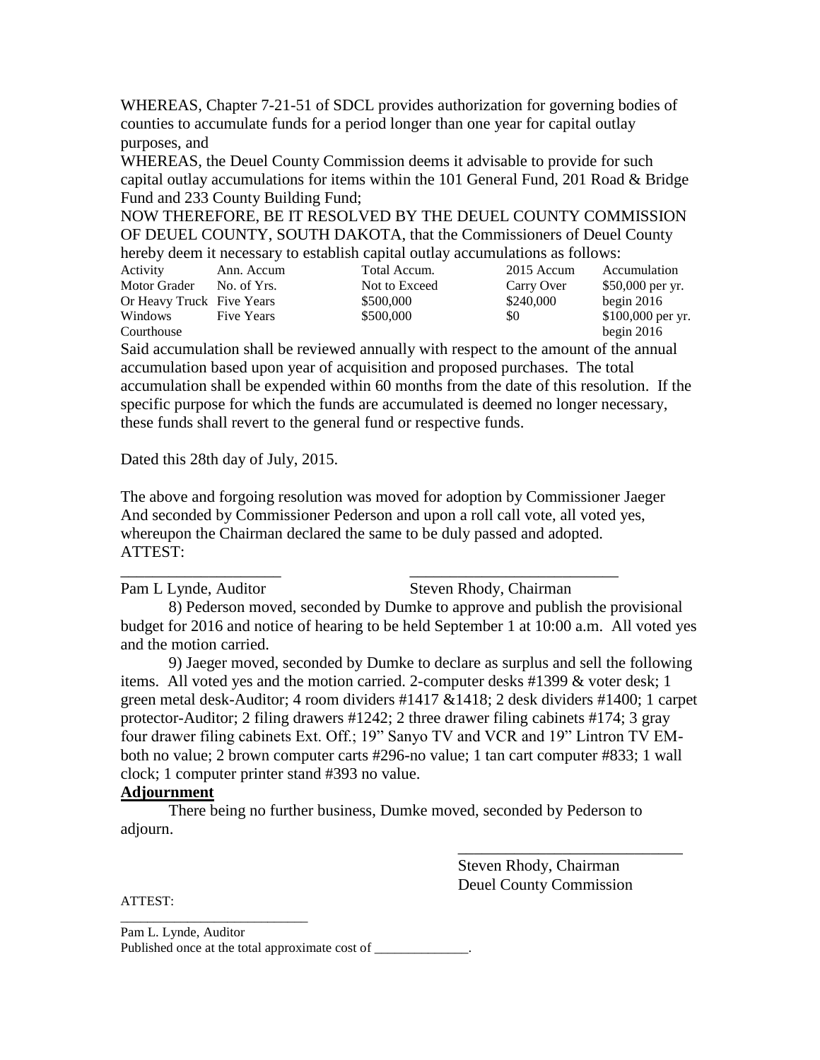WHEREAS, Chapter 7-21-51 of SDCL provides authorization for governing bodies of counties to accumulate funds for a period longer than one year for capital outlay purposes, and

WHEREAS, the Deuel County Commission deems it advisable to provide for such capital outlay accumulations for items within the 101 General Fund, 201 Road & Bridge Fund and 233 County Building Fund;

NOW THEREFORE, BE IT RESOLVED BY THE DEUEL COUNTY COMMISSION OF DEUEL COUNTY, SOUTH DAKOTA, that the Commissioners of Deuel County hereby deem it necessary to establish capital outlay accumulations as follows:

| Activity | Ann. Accum | Total Accum. | 2015 Accum | Accumulation |
|---|---|---|---|---|
| Motor Grader | No. of Yrs. | Not to Exceed | Carry Over | $50,000 per yr. |
| Or Heavy Truck | Five Years | $500,000 | $240,000 | begin 2016 |
| Windows | Five Years | $500,000 | $0 | $100,000 per yr. |
| Courthouse | | | | begin 2016 |

Said accumulation shall be reviewed annually with respect to the amount of the annual accumulation based upon year of acquisition and proposed purchases. The total accumulation shall be expended within 60 months from the date of this resolution. If the specific purpose for which the funds are accumulated is deemed no longer necessary, these funds shall revert to the general fund or respective funds.

Dated this 28th day of July, 2015.

The above and forgoing resolution was moved for adoption by Commissioner Jaeger And seconded by Commissioner Pederson and upon a roll call vote, all voted yes, whereupon the Chairman declared the same to be duly passed and adopted.

ATTEST:

\_\_\_\_\_\_\_\_\_\_\_\_\_\_\_\_\_\_\_\_ \_\_\_\_\_\_\_\_\_\_\_\_\_\_\_\_\_\_\_\_\_\_\_\_\_\_

Pam L Lynde, Auditor Steven Rhody, Chairman

8) Pederson moved, seconded by Dumke to approve and publish the provisional budget for 2016 and notice of hearing to be held September 1 at 10:00 a.m. All voted yes and the motion carried.

9) Jaeger moved, seconded by Dumke to declare as surplus and sell the following items. All voted yes and the motion carried. 2-computer desks #1399 & voter desk; 1 green metal desk-Auditor; 4 room dividers #1417 &1418; 2 desk dividers #1400; 1 carpet protector-Auditor; 2 filing drawers #1242; 2 three drawer filing cabinets #174; 3 gray four drawer filing cabinets Ext. Off.; 19" Sanyo TV and VCR and 19" Lintron TV EM-both no value; 2 brown computer carts #296-no value; 1 tan cart computer #833; 1 wall clock; 1 computer printer stand #393 no value.

**Adjournment**

There being no further business, Dumke moved, seconded by Pederson to adjourn.

\_\_\_\_\_\_\_\_\_\_\_\_\_\_\_\_\_\_\_\_\_\_\_\_\_\_\_\_\_

Steven Rhody, Chairman
Deuel County Commission

ATTEST:

\_\_\_\_\_\_\_\_\_\_\_\_\_\_\_\_\_\_\_\_\_\_\_\_\_\_\_

Pam L. Lynde, Auditor

Published once at the total approximate cost of \_\_\_\_\_\_\_\_\_\_\_\_\_\_.